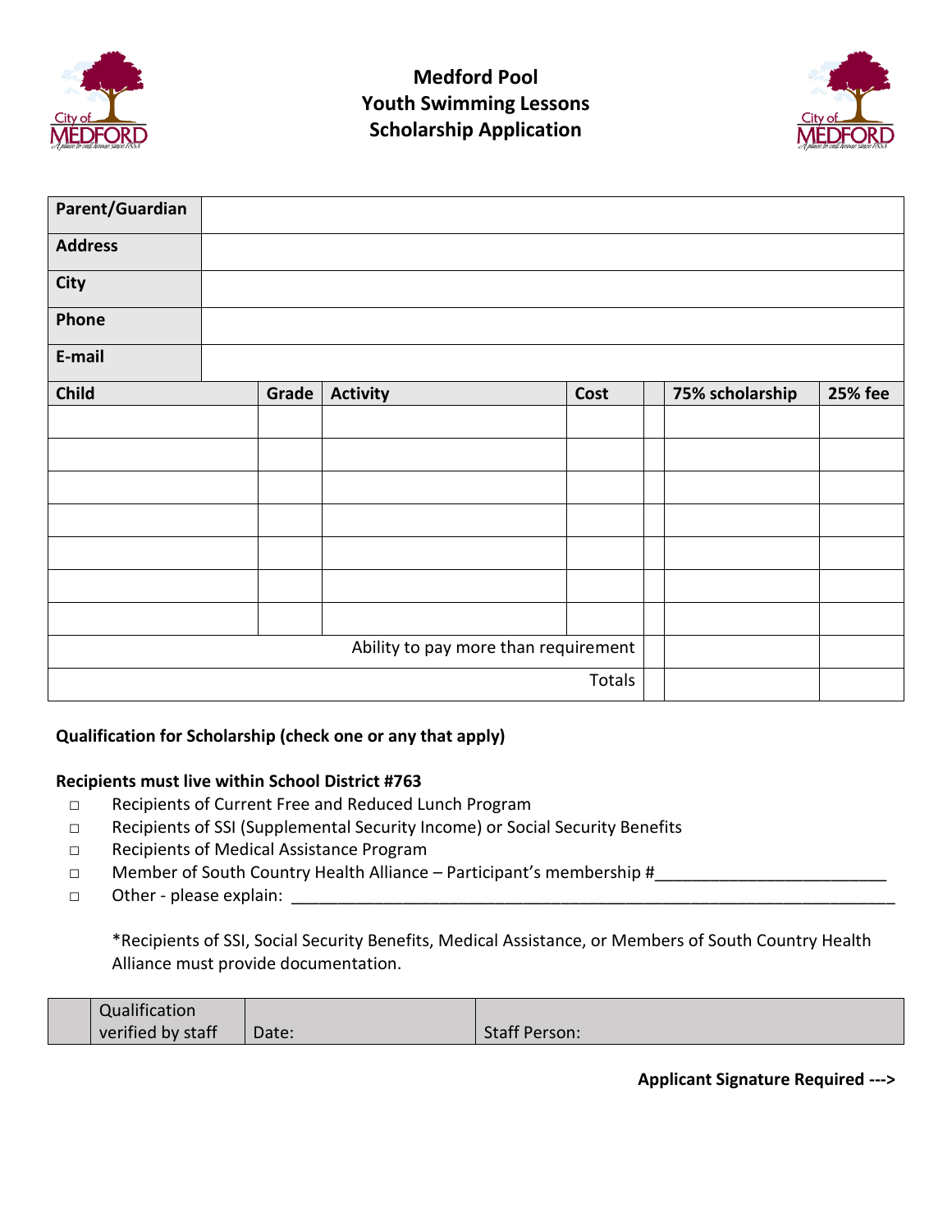# Medford Pool
## Youth Swimming Lessons
## Scholarship Application

| | |
|---|---|
| **Parent/Guardian** | |
| **Address** | |
| **City** | |
| **Phone** | |
| **E-mail** | |

| **Child** | **Grade** | **Activity** | **Cost** | | **75% scholarship** | **25% fee** |
|---|---|---|---|---|---|---|
| | | | | | | |
| | | | | | | |
| | | | | | | |
| | | | | | | |
| | | | | | | |
| | | | | | | |
| | | | | | | |
| | | | Ability to pay more than requirement | | | |
| | | | Totals | | | |

**Qualification for Scholarship (check one or any that apply)**

**Recipients must live within School District #763**

- □ Recipients of Current Free and Reduced Lunch Program
- □ Recipients of SSI (Supplemental Security Income) or Social Security Benefits
- □ Recipients of Medical Assistance Program
- □ Member of South Country Health Alliance – Participant's membership #_________________________
- □ Other - please explain: ___________________________________________________________________

*Recipients of SSI, Social Security Benefits, Medical Assistance, or Members of South Country Health Alliance must provide documentation.

| | | | |
|---|---|---|---|
| | Qualification verified by staff | Date: | Staff Person: |

**Applicant Signature Required --->**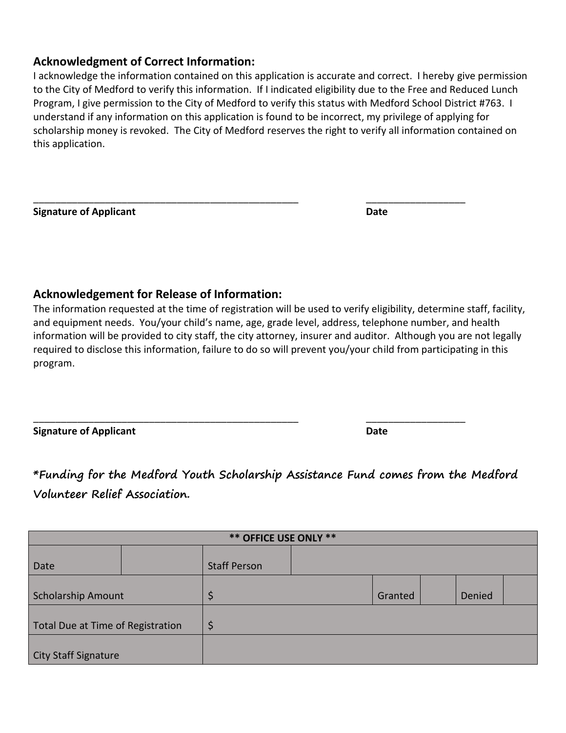## Acknowledgment of Correct Information:

I acknowledge the information contained on this application is accurate and correct. I hereby give permission to the City of Medford to verify this information. If I indicated eligibility due to the Free and Reduced Lunch Program, I give permission to the City of Medford to verify this status with Medford School District #763. I understand if any information on this application is found to be incorrect, my privilege of applying for scholarship money is revoked. The City of Medford reserves the right to verify all information contained on this application.

\_\_\_\_\_\_\_\_\_\_\_\_\_\_\_\_\_\_\_\_\_\_\_\_\_\_\_\_\_\_\_\_\_\_\_\_\_\_\_\_\_\_\_\_\_\_\_\_ \_\_\_\_\_\_\_\_\_\_\_\_\_\_\_\_\_\_\_\_

**Signature of Applicant** **Date**

## Acknowledgement for Release of Information:

The information requested at the time of registration will be used to verify eligibility, determine staff, facility, and equipment needs. You/your child's name, age, grade level, address, telephone number, and health information will be provided to city staff, the city attorney, insurer and auditor. Although you are not legally required to disclose this information, failure to do so will prevent you/your child from participating in this program.

\_\_\_\_\_\_\_\_\_\_\_\_\_\_\_\_\_\_\_\_\_\_\_\_\_\_\_\_\_\_\_\_\_\_\_\_\_\_\_\_\_\_\_\_\_\_\_\_ \_\_\_\_\_\_\_\_\_\_\_\_\_\_\_\_\_\_\_\_

**Signature of Applicant** **Date**

***Funding for the Medford Youth Scholarship Assistance Fund comes from the Medford Volunteer Relief Association.**

| ** OFFICE USE ONLY ** | | | | | | |
|---|---|---|---|---|---|---|
| Date | | Staff Person | | | | |
| Scholarship Amount | | $ | Granted | | Denied | |
| Total Due at Time of Registration | | $ | | | | |
| City Staff Signature | | | | | | |